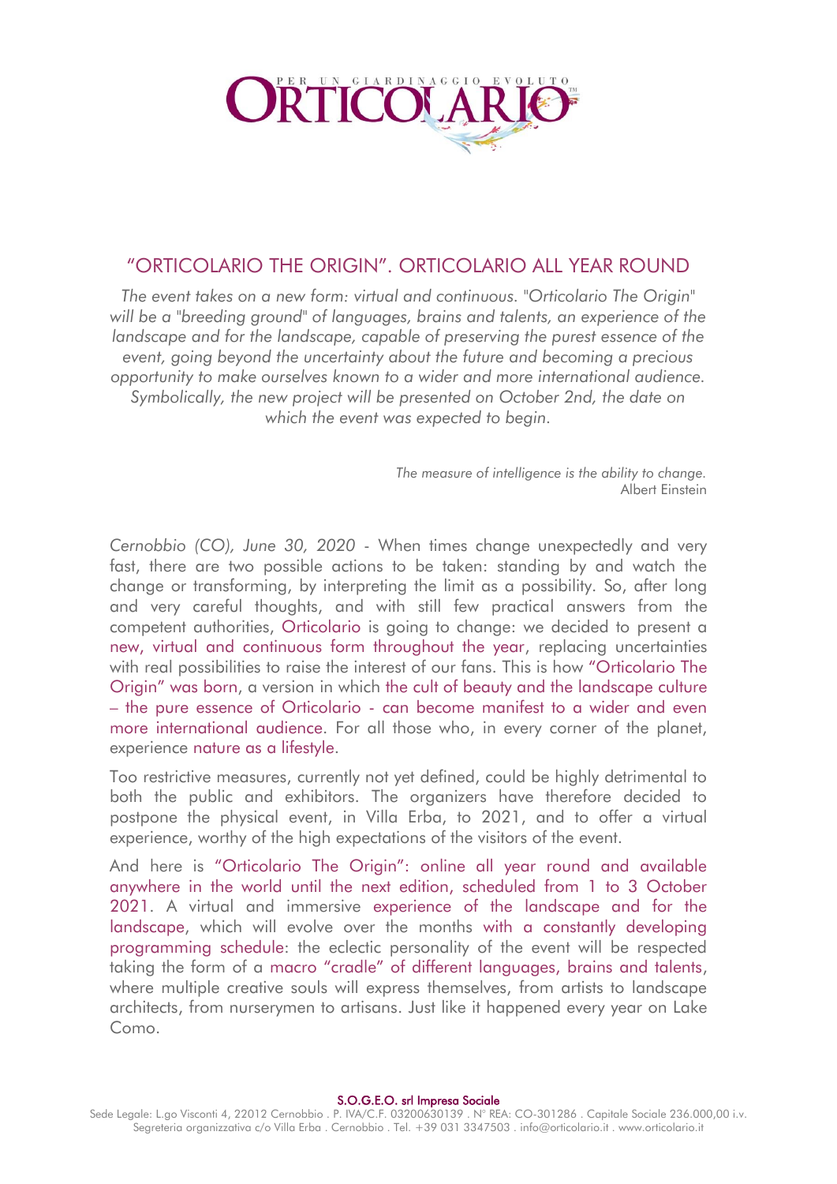# "ORTICOLARIO THE ORIGIN". ORTICOLARIO ALL YEAR ROUND

*The event takes on a new form: virtual and continuous. "Orticolario The Origin" will be a "breeding ground" of languages, brains and talents, an experience of the landscape and for the landscape, capable of preserving the purest essence of the event, going beyond the uncertainty about the future and becoming a precious opportunity to make ourselves known to a wider and more international audience. Symbolically, the new project will be presented on October 2nd, the date on which the event was expected to begin.*

*The measure of intelligence is the ability to change.*
Albert Einstein

*Cernobbio (CO), June 30, 2020* - When times change unexpectedly and very fast, there are two possible actions to be taken: standing by and watch the change or transforming, by interpreting the limit as a possibility. So, after long and very careful thoughts, and with still few practical answers from the competent authorities, Orticolario is going to change: we decided to present a new, virtual and continuous form throughout the year, replacing uncertainties with real possibilities to raise the interest of our fans. This is how "Orticolario The Origin" was born, a version in which the cult of beauty and the landscape culture – the pure essence of Orticolario - can become manifest to a wider and even more international audience. For all those who, in every corner of the planet, experience nature as a lifestyle.

Too restrictive measures, currently not yet defined, could be highly detrimental to both the public and exhibitors. The organizers have therefore decided to postpone the physical event, in Villa Erba, to 2021, and to offer a virtual experience, worthy of the high expectations of the visitors of the event.

And here is "Orticolario The Origin": online all year round and available anywhere in the world until the next edition, scheduled from 1 to 3 October 2021. A virtual and immersive experience of the landscape and for the landscape, which will evolve over the months with a constantly developing programming schedule: the eclectic personality of the event will be respected taking the form of a macro "cradle" of different languages, brains and talents, where multiple creative souls will express themselves, from artists to landscape architects, from nurserymen to artisans. Just like it happened every year on Lake Como.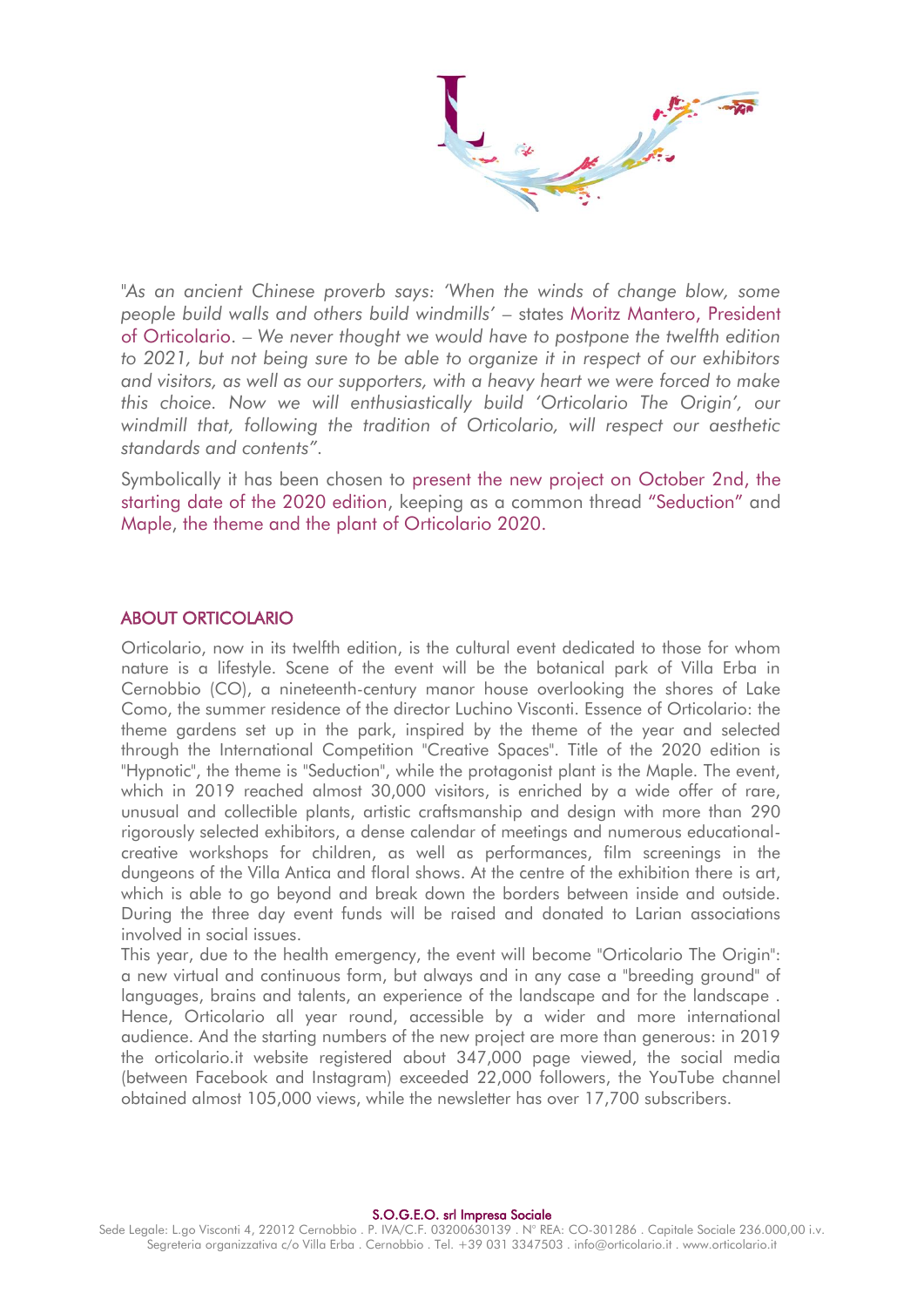"*As an ancient Chinese proverb says: 'When the winds of change blow, some people build walls and others build windmills'* – states Moritz Mantero, President of Orticolario. – *We never thought we would have to postpone the twelfth edition to 2021, but not being sure to be able to organize it in respect of our exhibitors and visitors, as well as our supporters, with a heavy heart we were forced to make this choice. Now we will enthusiastically build 'Orticolario The Origin', our windmill that, following the tradition of Orticolario, will respect our aesthetic standards and contents".*

Symbolically it has been chosen to present the new project on October 2nd, the starting date of the 2020 edition, keeping as a common thread "Seduction" and Maple, the theme and the plant of Orticolario 2020.

## ABOUT ORTICOLARIO

Orticolario, now in its twelfth edition, is the cultural event dedicated to those for whom nature is a lifestyle. Scene of the event will be the botanical park of Villa Erba in Cernobbio (CO), a nineteenth-century manor house overlooking the shores of Lake Como, the summer residence of the director Luchino Visconti. Essence of Orticolario: the theme gardens set up in the park, inspired by the theme of the year and selected through the International Competition "Creative Spaces". Title of the 2020 edition is "Hypnotic", the theme is "Seduction", while the protagonist plant is the Maple. The event, which in 2019 reached almost 30,000 visitors, is enriched by a wide offer of rare, unusual and collectible plants, artistic craftsmanship and design with more than 290 rigorously selected exhibitors, a dense calendar of meetings and numerous educational-creative workshops for children, as well as performances, film screenings in the dungeons of the Villa Antica and floral shows. At the centre of the exhibition there is art, which is able to go beyond and break down the borders between inside and outside. During the three day event funds will be raised and donated to Larian associations involved in social issues.

This year, due to the health emergency, the event will become "Orticolario The Origin": a new virtual and continuous form, but always and in any case a "breeding ground" of languages, brains and talents, an experience of the landscape and for the landscape . Hence, Orticolario all year round, accessible by a wider and more international audience. And the starting numbers of the new project are more than generous: in 2019 the orticolario.it website registered about 347,000 page viewed, the social media (between Facebook and Instagram) exceeded 22,000 followers, the YouTube channel obtained almost 105,000 views, while the newsletter has over 17,700 subscribers.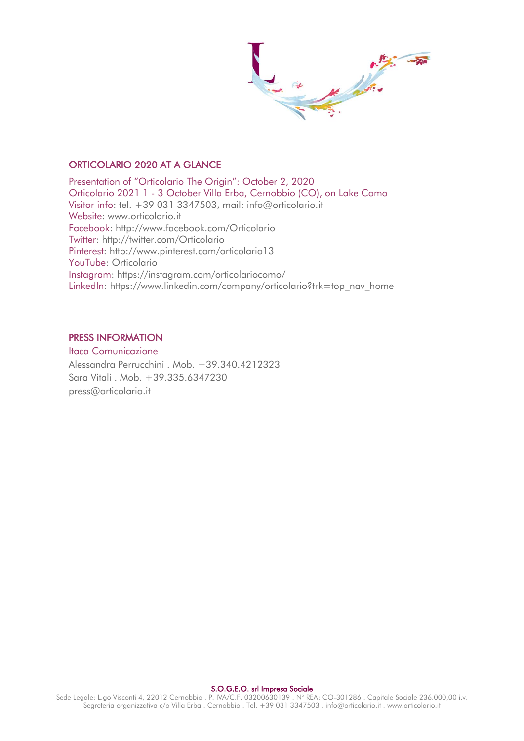## ORTICOLARIO 2020 AT A GLANCE

Presentation of "Orticolario The Origin": October 2, 2020
Orticolario 2021 1 - 3 October Villa Erba, Cernobbio (CO), on Lake Como
Visitor info: tel. +39 031 3347503, mail: info@orticolario.it
Website: www.orticolario.it
Facebook: http://www.facebook.com/Orticolario
Twitter: http://twitter.com/Orticolario
Pinterest: http://www.pinterest.com/orticolario13
YouTube: Orticolario
Instagram: https://instagram.com/orticolariocomo/
LinkedIn: https://www.linkedin.com/company/orticolario?trk=top_nav_home

## PRESS INFORMATION

Itaca Comunicazione
Alessandra Perrucchini . Mob. +39.340.4212323
Sara Vitali . Mob. +39.335.6347230
press@orticolario.it

**S.O.G.E.O. srl Impresa Sociale**
Sede Legale: L.go Visconti 4, 22012 Cernobbio . P. IVA/C.F. 03200630139 . N° REA: CO-301286 . Capitale Sociale 236.000,00 i.v.
Segreteria organizzativa c/o Villa Erba . Cernobbio . Tel. +39 031 3347503 . info@orticolario.it . www.orticolario.it